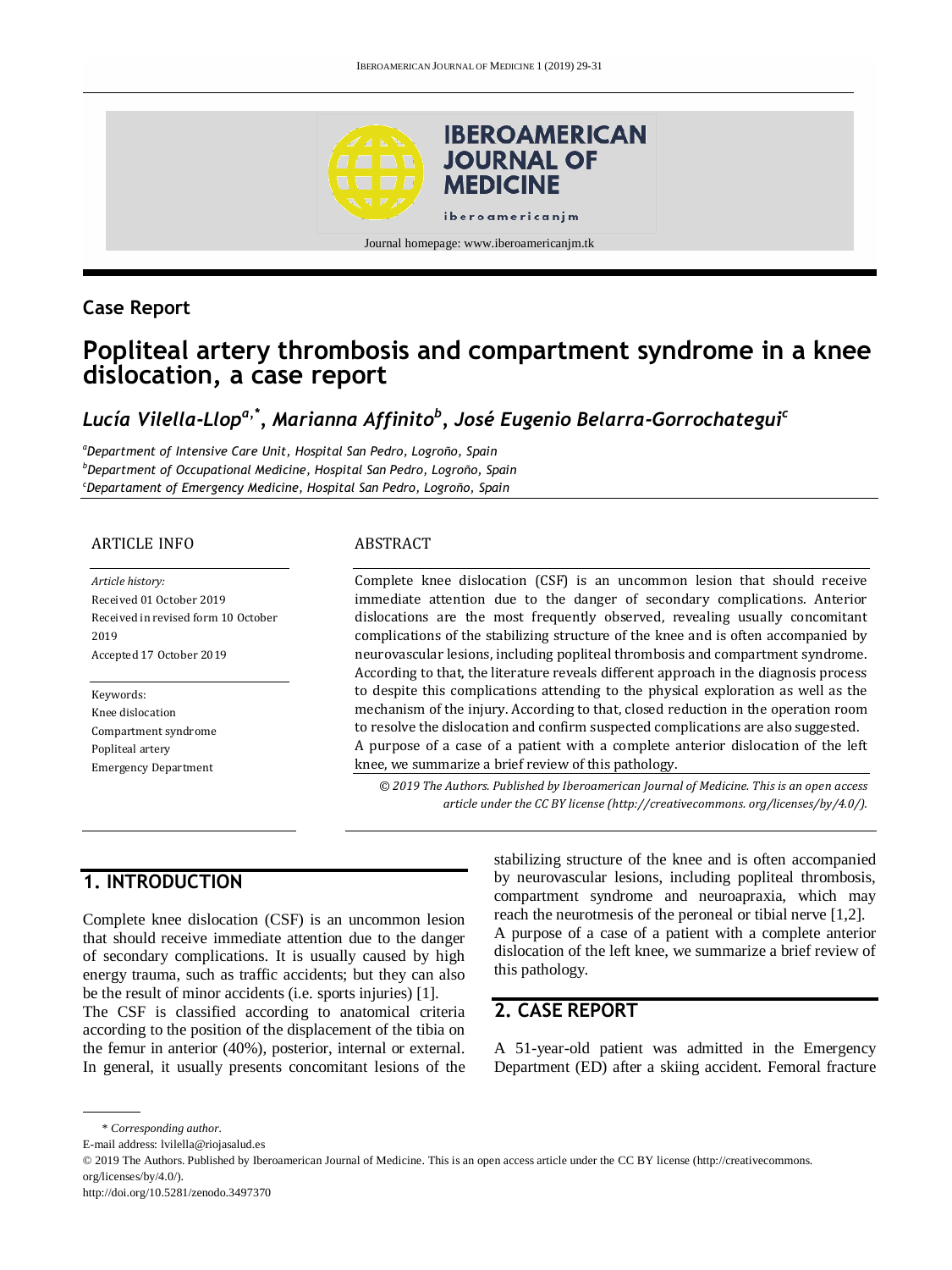## Case Report

# Popliteal artery thrombosis and compartment syndrome in a knee dislocation, a case report

*Lucía Vilella-Llop[a,\*], Marianna Affinito[b], José Eugenio Belarra-Gorrochategui[c]*

[a]Department of Intensive Care Unit, Hospital San Pedro, Logroño, Spain
[b]Department of Occupational Medicine, Hospital San Pedro, Logroño, Spain
[c]Departament of Emergency Medicine, Hospital San Pedro, Logroño, Spain

### ARTICLE INFO

*Article history:*
Received 01 October 2019
Received in revised form 10 October 2019
Accepted 17 October 2019

Keywords:
Knee dislocation
Compartment syndrome
Popliteal artery
Emergency Department

### ABSTRACT

Complete knee dislocation (CSF) is an uncommon lesion that should receive immediate attention due to the danger of secondary complications. Anterior dislocations are the most frequently observed, revealing usually concomitant complications of the stabilizing structure of the knee and is often accompanied by neurovascular lesions, including popliteal thrombosis and compartment syndrome. According to that, the literature reveals different approach in the diagnosis process to despite this complications attending to the physical exploration as well as the mechanism of the injury. According to that, closed reduction in the operation room to resolve the dislocation and confirm suspected complications are also suggested. A purpose of a case of a patient with a complete anterior dislocation of the left knee, we summarize a brief review of this pathology.

*© 2019 The Authors. Published by Iberoamerican Journal of Medicine. This is an open access article under the CC BY license (http://creativecommons. org/licenses/by/4.0/).*

## 1. INTRODUCTION

Complete knee dislocation (CSF) is an uncommon lesion that should receive immediate attention due to the danger of secondary complications. It is usually caused by high energy trauma, such as traffic accidents; but they can also be the result of minor accidents (i.e. sports injuries) [1].

The CSF is classified according to anatomical criteria according to the position of the displacement of the tibia on the femur in anterior (40%), posterior, internal or external. In general, it usually presents concomitant lesions of the stabilizing structure of the knee and is often accompanied by neurovascular lesions, including popliteal thrombosis, compartment syndrome and neuroapraxia, which may reach the neurotmesis of the peroneal or tibial nerve [1,2].

A purpose of a case of a patient with a complete anterior dislocation of the left knee, we summarize a brief review of this pathology.

## 2. CASE REPORT

A 51-year-old patient was admitted in the Emergency Department (ED) after a skiing accident. Femoral fracture

\* *Corresponding author.*
E-mail address: lvilella@riojasalud.es
© 2019 The Authors. Published by Iberoamerican Journal of Medicine. This is an open access article under the CC BY license (http://creativecommons. org/licenses/by/4.0/).
http://doi.org/10.5281/zenodo.3497370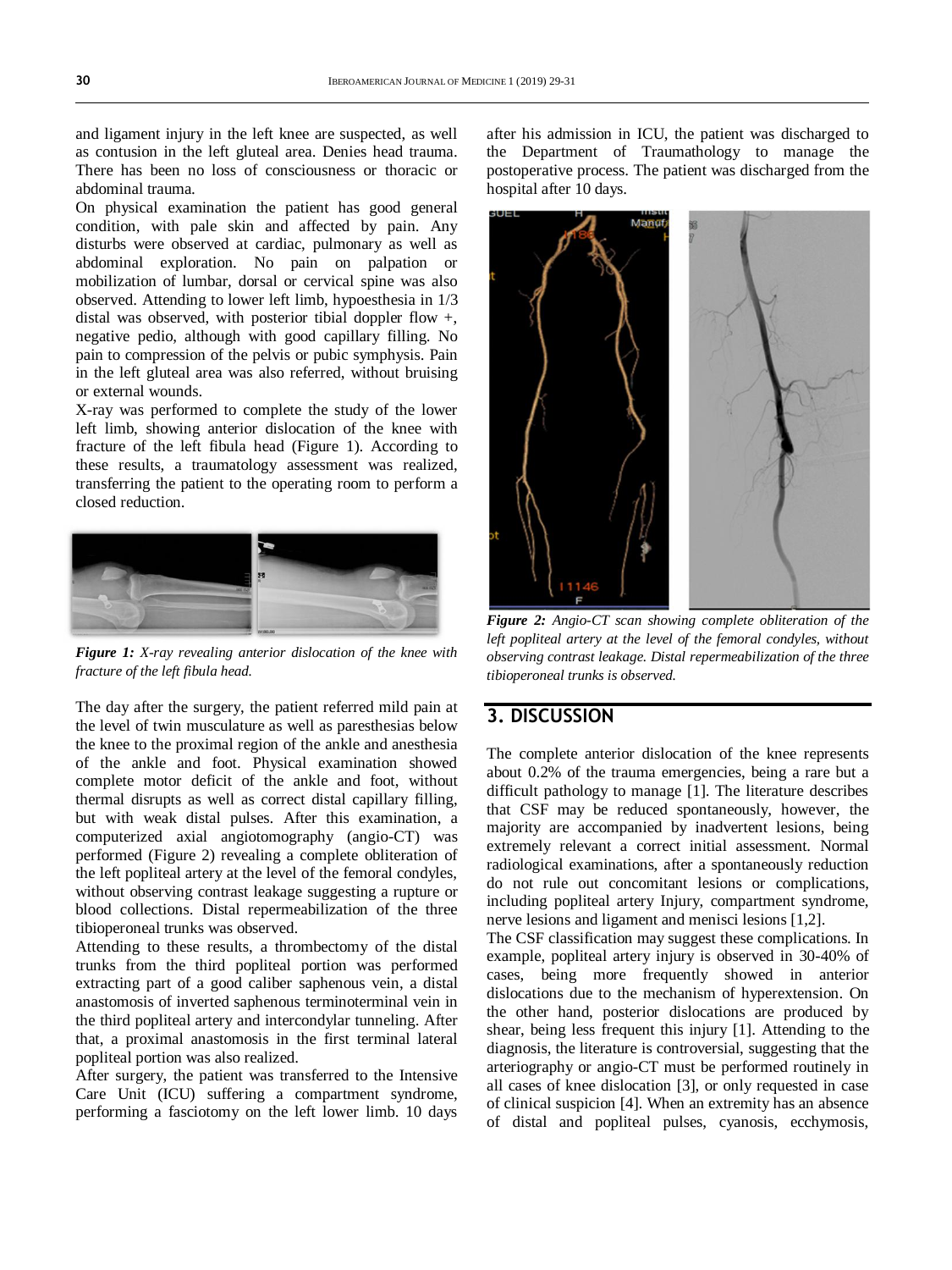and ligament injury in the left knee are suspected, as well as contusion in the left gluteal area. Denies head trauma. There has been no loss of consciousness or thoracic or abdominal trauma.

On physical examination the patient has good general condition, with pale skin and affected by pain. Any disturbs were observed at cardiac, pulmonary as well as abdominal exploration. No pain on palpation or mobilization of lumbar, dorsal or cervical spine was also observed. Attending to lower left limb, hypoesthesia in 1/3 distal was observed, with posterior tibial doppler flow +, negative pedio, although with good capillary filling. No pain to compression of the pelvis or pubic symphysis. Pain in the left gluteal area was also referred, without bruising or external wounds.

X-ray was performed to complete the study of the lower left limb, showing anterior dislocation of the knee with fracture of the left fibula head (Figure 1). According to these results, a traumatology assessment was realized, transferring the patient to the operating room to perform a closed reduction.

***Figure 1:*** *X-ray revealing anterior dislocation of the knee with fracture of the left fibula head.*

The day after the surgery, the patient referred mild pain at the level of twin musculature as well as paresthesias below the knee to the proximal region of the ankle and anesthesia of the ankle and foot. Physical examination showed complete motor deficit of the ankle and foot, without thermal disrupts as well as correct distal capillary filling, but with weak distal pulses. After this examination, a computerized axial angiotomography (angio-CT) was performed (Figure 2) revealing a complete obliteration of the left popliteal artery at the level of the femoral condyles, without observing contrast leakage suggesting a rupture or blood collections. Distal repermeabilization of the three tibioperoneal trunks was observed.

Attending to these results, a thrombectomy of the distal trunks from the third popliteal portion was performed extracting part of a good caliber saphenous vein, a distal anastomosis of inverted saphenous terminoterminal vein in the third popliteal artery and intercondylar tunneling. After that, a proximal anastomosis in the first terminal lateral popliteal portion was also realized.

After surgery, the patient was transferred to the Intensive Care Unit (ICU) suffering a compartment syndrome, performing a fasciotomy on the left lower limb. 10 days after his admission in ICU, the patient was discharged to the Department of Traumathology to manage the postoperative process. The patient was discharged from the hospital after 10 days.

***Figure 2:*** *Angio-CT scan showing complete obliteration of the left popliteal artery at the level of the femoral condyles, without observing contrast leakage. Distal repermeabilization of the three tibioperoneal trunks is observed.*

## 3. DISCUSSION

The complete anterior dislocation of the knee represents about 0.2% of the trauma emergencies, being a rare but a difficult pathology to manage [1]. The literature describes that CSF may be reduced spontaneously, however, the majority are accompanied by inadvertent lesions, being extremely relevant a correct initial assessment. Normal radiological examinations, after a spontaneously reduction do not rule out concomitant lesions or complications, including popliteal artery Injury, compartment syndrome, nerve lesions and ligament and menisci lesions [1,2].

The CSF classification may suggest these complications. In example, popliteal artery injury is observed in 30-40% of cases, being more frequently showed in anterior dislocations due to the mechanism of hyperextension. On the other hand, posterior dislocations are produced by shear, being less frequent this injury [1]. Attending to the diagnosis, the literature is controversial, suggesting that the arteriography or angio-CT must be performed routinely in all cases of knee dislocation [3], or only requested in case of clinical suspicion [4]. When an extremity has an absence of distal and popliteal pulses, cyanosis, ecchymosis,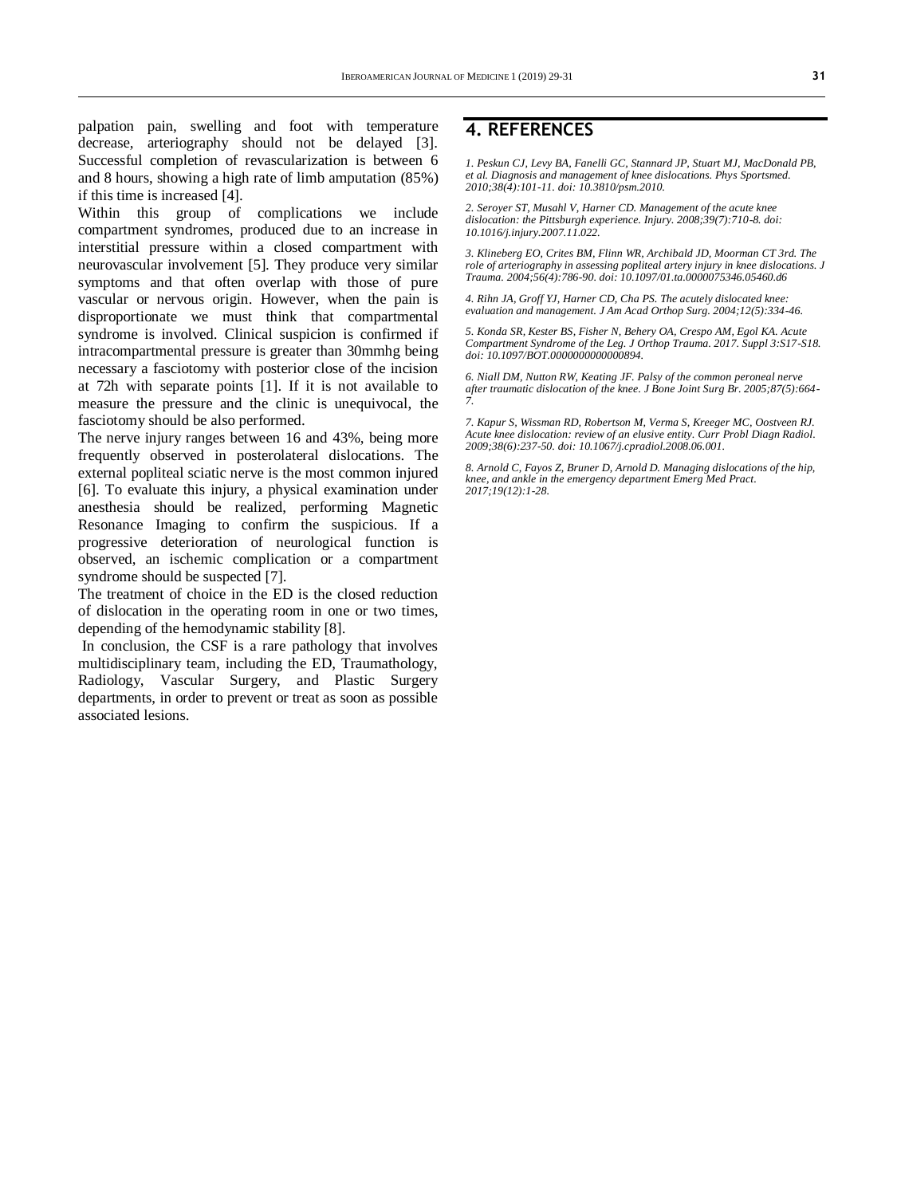palpation pain, swelling and foot with temperature decrease, arteriography should not be delayed [3]. Successful completion of revascularization is between 6 and 8 hours, showing a high rate of limb amputation (85%) if this time is increased [4].

Within this group of complications we include compartment syndromes, produced due to an increase in interstitial pressure within a closed compartment with neurovascular involvement [5]. They produce very similar symptoms and that often overlap with those of pure vascular or nervous origin. However, when the pain is disproportionate we must think that compartmental syndrome is involved. Clinical suspicion is confirmed if intracompartmental pressure is greater than 30mmhg being necessary a fasciotomy with posterior close of the incision at 72h with separate points [1]. If it is not available to measure the pressure and the clinic is unequivocal, the fasciotomy should be also performed.

The nerve injury ranges between 16 and 43%, being more frequently observed in posterolateral dislocations. The external popliteal sciatic nerve is the most common injured [6]. To evaluate this injury, a physical examination under anesthesia should be realized, performing Magnetic Resonance Imaging to confirm the suspicious. If a progressive deterioration of neurological function is observed, an ischemic complication or a compartment syndrome should be suspected [7].

The treatment of choice in the ED is the closed reduction of dislocation in the operating room in one or two times, depending of the hemodynamic stability [8].

In conclusion, the CSF is a rare pathology that involves multidisciplinary team, including the ED, Traumathology, Radiology, Vascular Surgery, and Plastic Surgery departments, in order to prevent or treat as soon as possible associated lesions.

## 4. REFERENCES

*1. Peskun CJ, Levy BA, Fanelli GC, Stannard JP, Stuart MJ, MacDonald PB, et al. Diagnosis and management of knee dislocations. Phys Sportsmed. 2010;38(4):101-11. doi: 10.3810/psm.2010.*

*2. Seroyer ST, Musahl V, Harner CD. Management of the acute knee dislocation: the Pittsburgh experience. Injury. 2008;39(7):710-8. doi: 10.1016/j.injury.2007.11.022.*

*3. Klineberg EO, Crites BM, Flinn WR, Archibald JD, Moorman CT 3rd. The role of arteriography in assessing popliteal artery injury in knee dislocations. J Trauma. 2004;56(4):786-90. doi: 10.1097/01.ta.0000075346.05460.d6*

*4. Rihn JA, Groff YJ, Harner CD, Cha PS. The acutely dislocated knee: evaluation and management. J Am Acad Orthop Surg. 2004;12(5):334-46.*

*5. Konda SR, Kester BS, Fisher N, Behery OA, Crespo AM, Egol KA. Acute Compartment Syndrome of the Leg. J Orthop Trauma. 2017. Suppl 3:S17-S18. doi: 10.1097/BOT.0000000000000894.*

*6. Niall DM, Nutton RW, Keating JF. Palsy of the common peroneal nerve after traumatic dislocation of the knee. J Bone Joint Surg Br. 2005;87(5):664-7.*

*7. Kapur S, Wissman RD, Robertson M, Verma S, Kreeger MC, Oostveen RJ. Acute knee dislocation: review of an elusive entity. Curr Probl Diagn Radiol. 2009;38(6):237-50. doi: 10.1067/j.cpradiol.2008.06.001.*

*8. Arnold C, Fayos Z, Bruner D, Arnold D. Managing dislocations of the hip, knee, and ankle in the emergency department Emerg Med Pract. 2017;19(12):1-28.*